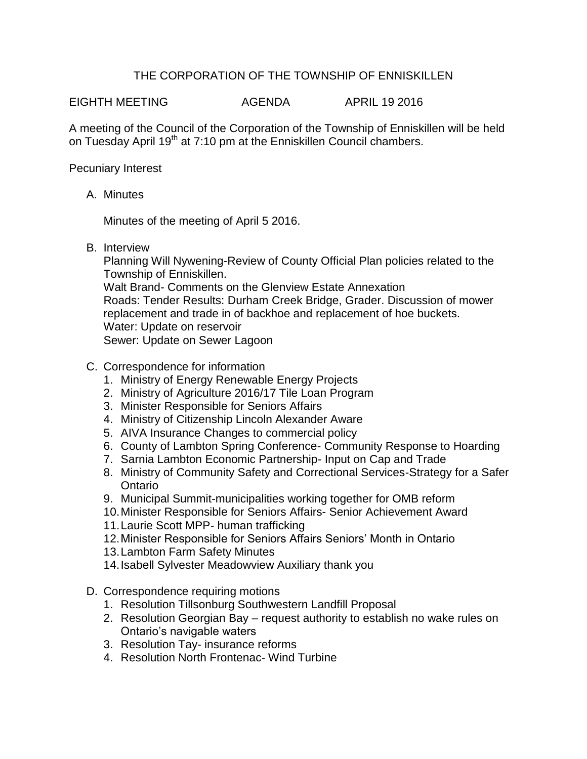# THE CORPORATION OF THE TOWNSHIP OF ENNISKILLEN

EIGHTH MEETING AGENDA APRIL 19 2016

A meeting of the Council of the Corporation of the Township of Enniskillen will be held on Tuesday April 19th at 7:10 pm at the Enniskillen Council chambers.

Pecuniary Interest

A. Minutes

   Minutes of the meeting of April 5 2016.

B. Interview

   Planning Will Nywening-Review of County Official Plan policies related to the Township of Enniskillen.
   Walt Brand- Comments on the Glenview Estate Annexation
   Roads: Tender Results: Durham Creek Bridge, Grader. Discussion of mower replacement and trade in of backhoe and replacement of hoe buckets.
   Water: Update on reservoir
   Sewer: Update on Sewer Lagoon

C. Correspondence for information

   1. Ministry of Energy Renewable Energy Projects
   2. Ministry of Agriculture 2016/17 Tile Loan Program
   3. Minister Responsible for Seniors Affairs
   4. Ministry of Citizenship Lincoln Alexander Aware
   5. AIVA Insurance Changes to commercial policy
   6. County of Lambton Spring Conference- Community Response to Hoarding
   7. Sarnia Lambton Economic Partnership- Input on Cap and Trade
   8. Ministry of Community Safety and Correctional Services-Strategy for a Safer Ontario
   9. Municipal Summit-municipalities working together for OMB reform
   10. Minister Responsible for Seniors Affairs- Senior Achievement Award
   11. Laurie Scott MPP- human trafficking
   12. Minister Responsible for Seniors Affairs Seniors' Month in Ontario
   13. Lambton Farm Safety Minutes
   14. Isabell Sylvester Meadowview Auxiliary thank you

D. Correspondence requiring motions

   1. Resolution Tillsonburg Southwestern Landfill Proposal
   2. Resolution Georgian Bay – request authority to establish no wake rules on Ontario's navigable waters
   3. Resolution Tay- insurance reforms
   4. Resolution North Frontenac- Wind Turbine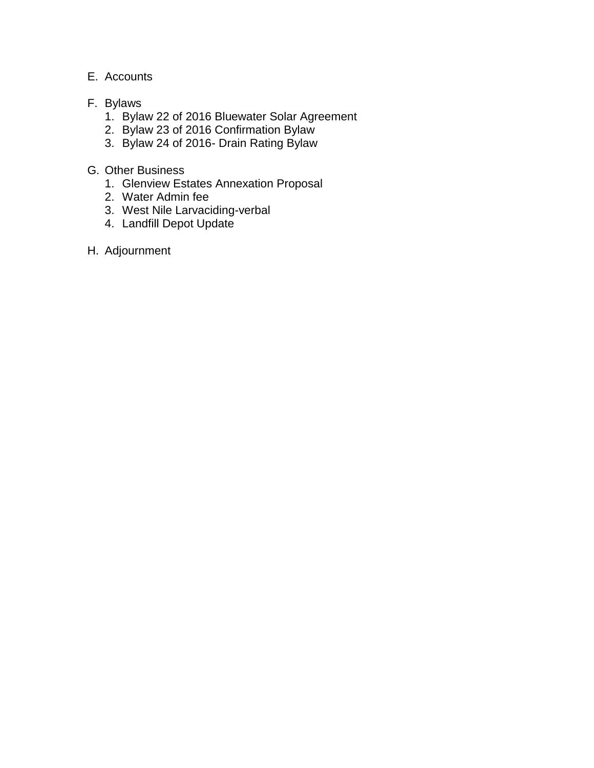E. Accounts

F. Bylaws
    1. Bylaw 22 of 2016 Bluewater Solar Agreement
    2. Bylaw 23 of 2016 Confirmation Bylaw
    3. Bylaw 24 of 2016- Drain Rating Bylaw

G. Other Business
    1. Glenview Estates Annexation Proposal
    2. Water Admin fee
    3. West Nile Larvaciding-verbal
    4. Landfill Depot Update

H. Adjournment